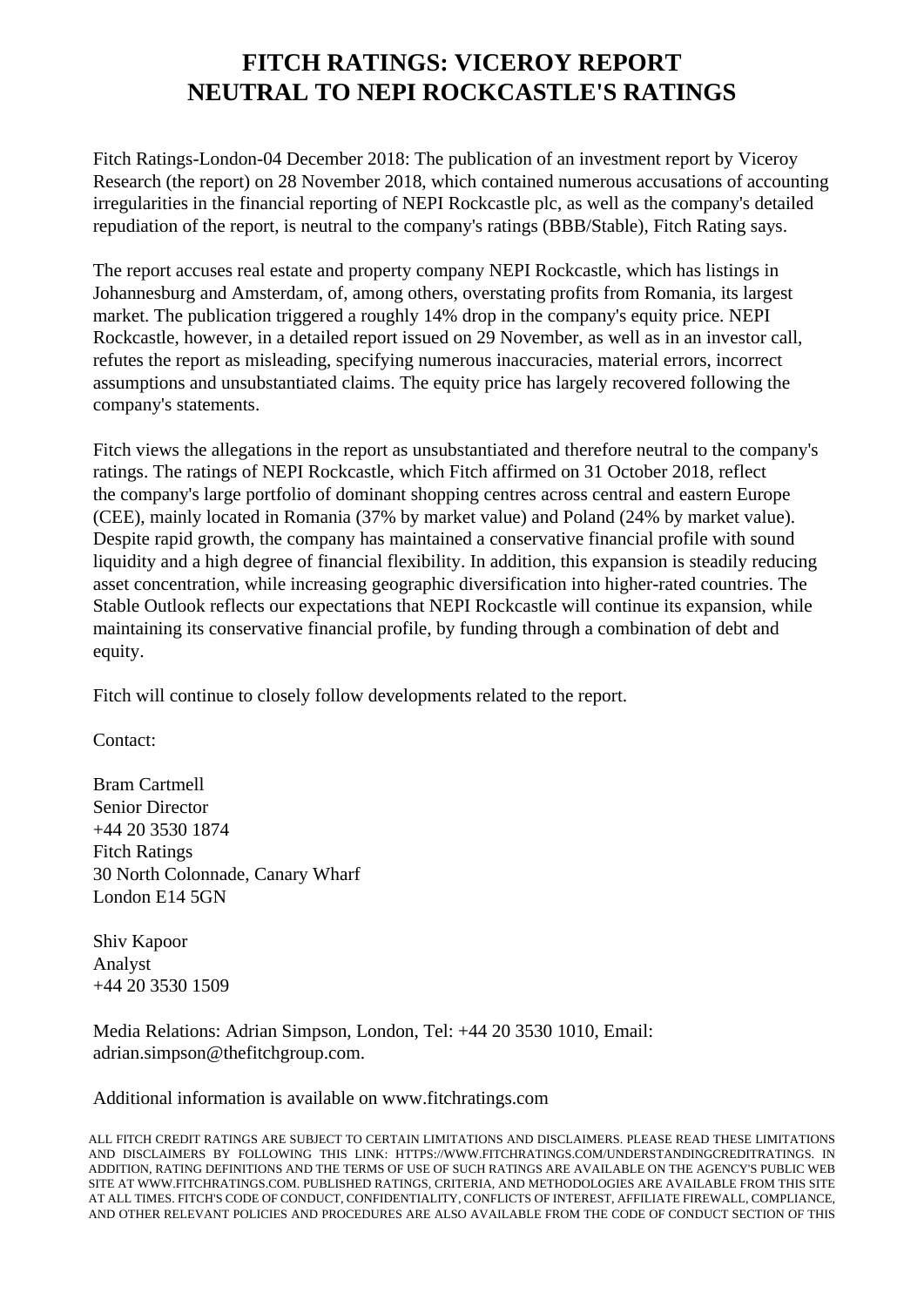# FITCH RATINGS: VICEROY REPORT NEUTRAL TO NEPI ROCKCASTLE'S RATINGS

Fitch Ratings-London-04 December 2018: The publication of an investment report by Viceroy Research (the report) on 28 November 2018, which contained numerous accusations of accounting irregularities in the financial reporting of NEPI Rockcastle plc, as well as the company's detailed repudiation of the report, is neutral to the company's ratings (BBB/Stable), Fitch Rating says.

The report accuses real estate and property company NEPI Rockcastle, which has listings in Johannesburg and Amsterdam, of, among others, overstating profits from Romania, its largest market. The publication triggered a roughly 14% drop in the company's equity price. NEPI Rockcastle, however, in a detailed report issued on 29 November, as well as in an investor call, refutes the report as misleading, specifying numerous inaccuracies, material errors, incorrect assumptions and unsubstantiated claims. The equity price has largely recovered following the company's statements.

Fitch views the allegations in the report as unsubstantiated and therefore neutral to the company's ratings. The ratings of NEPI Rockcastle, which Fitch affirmed on 31 October 2018, reflect the company's large portfolio of dominant shopping centres across central and eastern Europe (CEE), mainly located in Romania (37% by market value) and Poland (24% by market value). Despite rapid growth, the company has maintained a conservative financial profile with sound liquidity and a high degree of financial flexibility. In addition, this expansion is steadily reducing asset concentration, while increasing geographic diversification into higher-rated countries. The Stable Outlook reflects our expectations that NEPI Rockcastle will continue its expansion, while maintaining its conservative financial profile, by funding through a combination of debt and equity.

Fitch will continue to closely follow developments related to the report.

Contact:

Bram Cartmell
Senior Director
+44 20 3530 1874
Fitch Ratings
30 North Colonnade, Canary Wharf
London E14 5GN

Shiv Kapoor
Analyst
+44 20 3530 1509

Media Relations: Adrian Simpson, London, Tel: +44 20 3530 1010, Email: adrian.simpson@thefitchgroup.com.

Additional information is available on www.fitchratings.com

ALL FITCH CREDIT RATINGS ARE SUBJECT TO CERTAIN LIMITATIONS AND DISCLAIMERS. PLEASE READ THESE LIMITATIONS AND DISCLAIMERS BY FOLLOWING THIS LINK: HTTPS://WWW.FITCHRATINGS.COM/UNDERSTANDINGCREDITRATINGS. IN ADDITION, RATING DEFINITIONS AND THE TERMS OF USE OF SUCH RATINGS ARE AVAILABLE ON THE AGENCY'S PUBLIC WEB SITE AT WWW.FITCHRATINGS.COM. PUBLISHED RATINGS, CRITERIA, AND METHODOLOGIES ARE AVAILABLE FROM THIS SITE AT ALL TIMES. FITCH'S CODE OF CONDUCT, CONFIDENTIALITY, CONFLICTS OF INTEREST, AFFILIATE FIREWALL, COMPLIANCE, AND OTHER RELEVANT POLICIES AND PROCEDURES ARE ALSO AVAILABLE FROM THE CODE OF CONDUCT SECTION OF THIS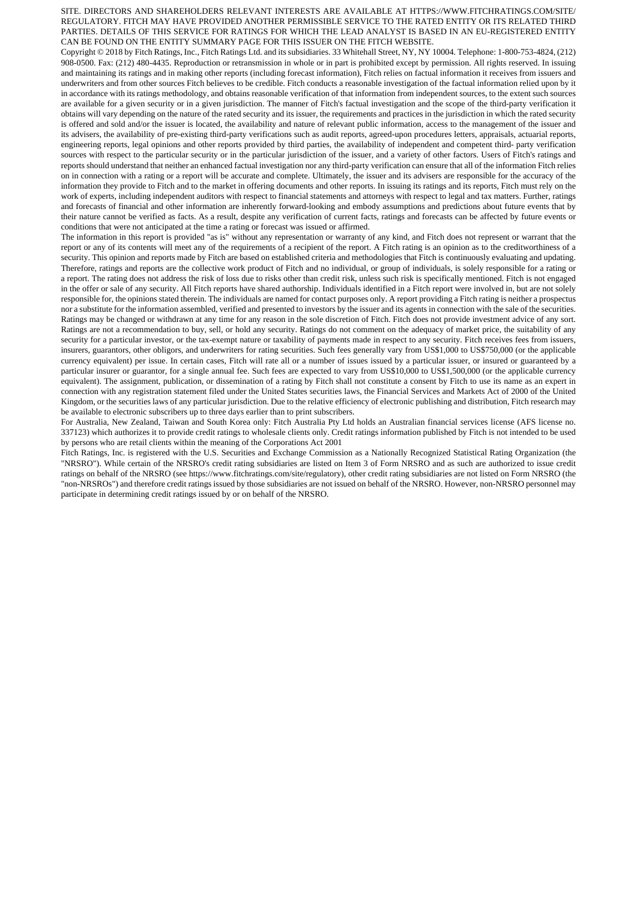SITE. DIRECTORS AND SHAREHOLDERS RELEVANT INTERESTS ARE AVAILABLE AT HTTPS://WWW.FITCHRATINGS.COM/SITE/REGULATORY. FITCH MAY HAVE PROVIDED ANOTHER PERMISSIBLE SERVICE TO THE RATED ENTITY OR ITS RELATED THIRD PARTIES. DETAILS OF THIS SERVICE FOR RATINGS FOR WHICH THE LEAD ANALYST IS BASED IN AN EU-REGISTERED ENTITY CAN BE FOUND ON THE ENTITY SUMMARY PAGE FOR THIS ISSUER ON THE FITCH WEBSITE.

Copyright © 2018 by Fitch Ratings, Inc., Fitch Ratings Ltd. and its subsidiaries. 33 Whitehall Street, NY, NY 10004. Telephone: 1-800-753-4824, (212) 908-0500. Fax: (212) 480-4435. Reproduction or retransmission in whole or in part is prohibited except by permission. All rights reserved. In issuing and maintaining its ratings and in making other reports (including forecast information), Fitch relies on factual information it receives from issuers and underwriters and from other sources Fitch believes to be credible. Fitch conducts a reasonable investigation of the factual information relied upon by it in accordance with its ratings methodology, and obtains reasonable verification of that information from independent sources, to the extent such sources are available for a given security or in a given jurisdiction. The manner of Fitch's factual investigation and the scope of the third-party verification it obtains will vary depending on the nature of the rated security and its issuer, the requirements and practices in the jurisdiction in which the rated security is offered and sold and/or the issuer is located, the availability and nature of relevant public information, access to the management of the issuer and its advisers, the availability of pre-existing third-party verifications such as audit reports, agreed-upon procedures letters, appraisals, actuarial reports, engineering reports, legal opinions and other reports provided by third parties, the availability of independent and competent third- party verification sources with respect to the particular security or in the particular jurisdiction of the issuer, and a variety of other factors. Users of Fitch's ratings and reports should understand that neither an enhanced factual investigation nor any third-party verification can ensure that all of the information Fitch relies on in connection with a rating or a report will be accurate and complete. Ultimately, the issuer and its advisers are responsible for the accuracy of the information they provide to Fitch and to the market in offering documents and other reports. In issuing its ratings and its reports, Fitch must rely on the work of experts, including independent auditors with respect to financial statements and attorneys with respect to legal and tax matters. Further, ratings and forecasts of financial and other information are inherently forward-looking and embody assumptions and predictions about future events that by their nature cannot be verified as facts. As a result, despite any verification of current facts, ratings and forecasts can be affected by future events or conditions that were not anticipated at the time a rating or forecast was issued or affirmed.

The information in this report is provided "as is" without any representation or warranty of any kind, and Fitch does not represent or warrant that the report or any of its contents will meet any of the requirements of a recipient of the report. A Fitch rating is an opinion as to the creditworthiness of a security. This opinion and reports made by Fitch are based on established criteria and methodologies that Fitch is continuously evaluating and updating. Therefore, ratings and reports are the collective work product of Fitch and no individual, or group of individuals, is solely responsible for a rating or a report. The rating does not address the risk of loss due to risks other than credit risk, unless such risk is specifically mentioned. Fitch is not engaged in the offer or sale of any security. All Fitch reports have shared authorship. Individuals identified in a Fitch report were involved in, but are not solely responsible for, the opinions stated therein. The individuals are named for contact purposes only. A report providing a Fitch rating is neither a prospectus nor a substitute for the information assembled, verified and presented to investors by the issuer and its agents in connection with the sale of the securities. Ratings may be changed or withdrawn at any time for any reason in the sole discretion of Fitch. Fitch does not provide investment advice of any sort. Ratings are not a recommendation to buy, sell, or hold any security. Ratings do not comment on the adequacy of market price, the suitability of any security for a particular investor, or the tax-exempt nature or taxability of payments made in respect to any security. Fitch receives fees from issuers, insurers, guarantors, other obligors, and underwriters for rating securities. Such fees generally vary from US$1,000 to US$750,000 (or the applicable currency equivalent) per issue. In certain cases, Fitch will rate all or a number of issues issued by a particular issuer, or insured or guaranteed by a particular insurer or guarantor, for a single annual fee. Such fees are expected to vary from US$10,000 to US$1,500,000 (or the applicable currency equivalent). The assignment, publication, or dissemination of a rating by Fitch shall not constitute a consent by Fitch to use its name as an expert in connection with any registration statement filed under the United States securities laws, the Financial Services and Markets Act of 2000 of the United Kingdom, or the securities laws of any particular jurisdiction. Due to the relative efficiency of electronic publishing and distribution, Fitch research may be available to electronic subscribers up to three days earlier than to print subscribers.

For Australia, New Zealand, Taiwan and South Korea only: Fitch Australia Pty Ltd holds an Australian financial services license (AFS license no. 337123) which authorizes it to provide credit ratings to wholesale clients only. Credit ratings information published by Fitch is not intended to be used by persons who are retail clients within the meaning of the Corporations Act 2001

Fitch Ratings, Inc. is registered with the U.S. Securities and Exchange Commission as a Nationally Recognized Statistical Rating Organization (the "NRSRO"). While certain of the NRSRO's credit rating subsidiaries are listed on Item 3 of Form NRSRO and as such are authorized to issue credit ratings on behalf of the NRSRO (see https://www.fitchratings.com/site/regulatory), other credit rating subsidiaries are not listed on Form NRSRO (the "non-NRSROs") and therefore credit ratings issued by those subsidiaries are not issued on behalf of the NRSRO. However, non-NRSRO personnel may participate in determining credit ratings issued by or on behalf of the NRSRO.